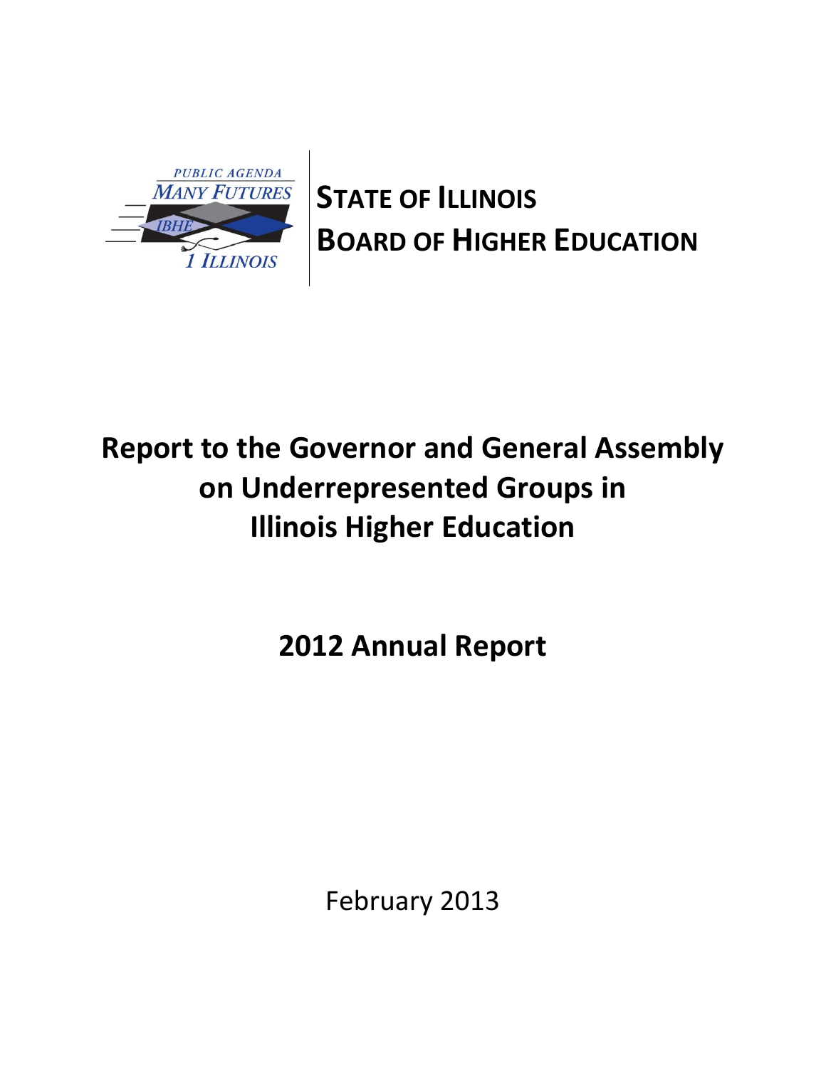PUBLIC AGENDA
MANY FUTURES
IBHE
1 ILLINOIS

**STATE OF ILLINOIS**
**BOARD OF HIGHER EDUCATION**

# Report to the Governor and General Assembly on Underrepresented Groups in Illinois Higher Education

## 2012 Annual Report

February 2013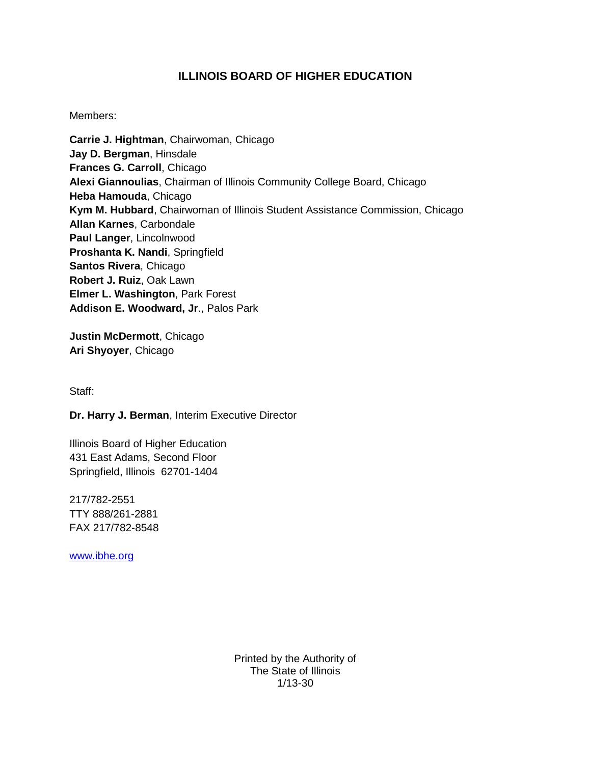## ILLINOIS BOARD OF HIGHER EDUCATION

Members:

**Carrie J. Hightman**, Chairwoman, Chicago
**Jay D. Bergman**, Hinsdale
**Frances G. Carroll**, Chicago
**Alexi Giannoulias**, Chairman of Illinois Community College Board, Chicago
**Heba Hamouda**, Chicago
**Kym M. Hubbard**, Chairwoman of Illinois Student Assistance Commission, Chicago
**Allan Karnes**, Carbondale
**Paul Langer**, Lincolnwood
**Proshanta K. Nandi**, Springfield
**Santos Rivera**, Chicago
**Robert J. Ruiz**, Oak Lawn
**Elmer L. Washington**, Park Forest
**Addison E. Woodward, Jr**., Palos Park

**Justin McDermott**, Chicago
**Ari Shyoyer**, Chicago

Staff:

**Dr. Harry J. Berman**, Interim Executive Director

Illinois Board of Higher Education
431 East Adams, Second Floor
Springfield, Illinois 62701-1404

217/782-2551
TTY 888/261-2881
FAX 217/782-8548

www.ibhe.org

Printed by the Authority of
The State of Illinois
1/13-30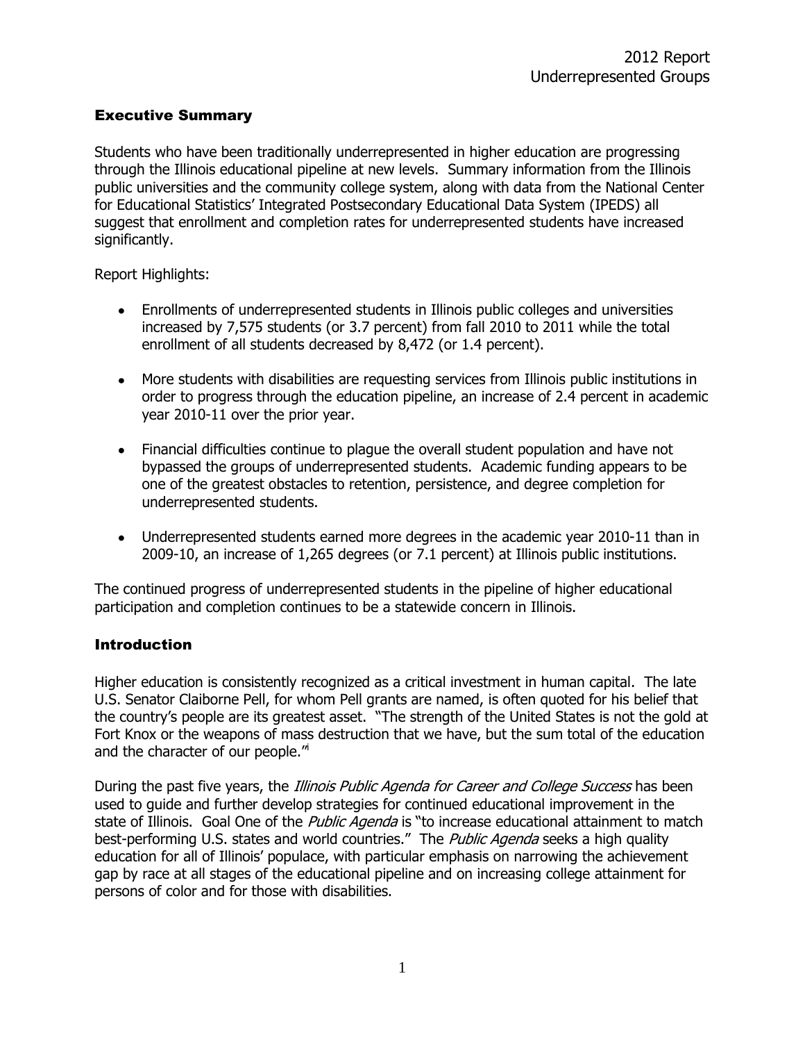## Executive Summary

Students who have been traditionally underrepresented in higher education are progressing through the Illinois educational pipeline at new levels. Summary information from the Illinois public universities and the community college system, along with data from the National Center for Educational Statistics' Integrated Postsecondary Educational Data System (IPEDS) all suggest that enrollment and completion rates for underrepresented students have increased significantly.

Report Highlights:

- Enrollments of underrepresented students in Illinois public colleges and universities increased by 7,575 students (or 3.7 percent) from fall 2010 to 2011 while the total enrollment of all students decreased by 8,472 (or 1.4 percent).
- More students with disabilities are requesting services from Illinois public institutions in order to progress through the education pipeline, an increase of 2.4 percent in academic year 2010-11 over the prior year.
- Financial difficulties continue to plague the overall student population and have not bypassed the groups of underrepresented students. Academic funding appears to be one of the greatest obstacles to retention, persistence, and degree completion for underrepresented students.
- Underrepresented students earned more degrees in the academic year 2010-11 than in 2009-10, an increase of 1,265 degrees (or 7.1 percent) at Illinois public institutions.

The continued progress of underrepresented students in the pipeline of higher educational participation and completion continues to be a statewide concern in Illinois.

## Introduction

Higher education is consistently recognized as a critical investment in human capital. The late U.S. Senator Claiborne Pell, for whom Pell grants are named, is often quoted for his belief that the country's people are its greatest asset. "The strength of the United States is not the gold at Fort Knox or the weapons of mass destruction that we have, but the sum total of the education and the character of our people."[i]

During the past five years, the *Illinois Public Agenda for Career and College Success* has been used to guide and further develop strategies for continued educational improvement in the state of Illinois. Goal One of the *Public Agenda* is "to increase educational attainment to match best-performing U.S. states and world countries." The *Public Agenda* seeks a high quality education for all of Illinois' populace, with particular emphasis on narrowing the achievement gap by race at all stages of the educational pipeline and on increasing college attainment for persons of color and for those with disabilities.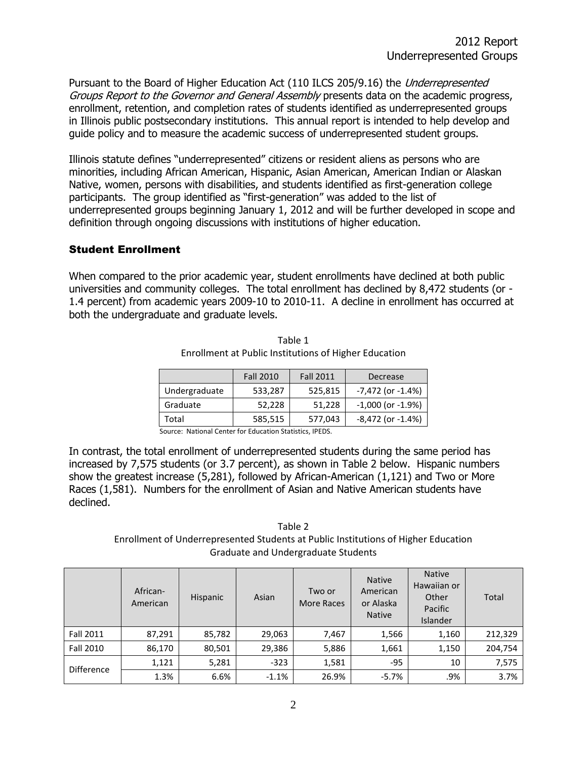Pursuant to the Board of Higher Education Act (110 ILCS 205/9.16) the *Underrepresented Groups Report to the Governor and General Assembly* presents data on the academic progress, enrollment, retention, and completion rates of students identified as underrepresented groups in Illinois public postsecondary institutions. This annual report is intended to help develop and guide policy and to measure the academic success of underrepresented student groups.

Illinois statute defines "underrepresented" citizens or resident aliens as persons who are minorities, including African American, Hispanic, Asian American, American Indian or Alaskan Native, women, persons with disabilities, and students identified as first-generation college participants. The group identified as "first-generation" was added to the list of underrepresented groups beginning January 1, 2012 and will be further developed in scope and definition through ongoing discussions with institutions of higher education.

## Student Enrollment

When compared to the prior academic year, student enrollments have declined at both public universities and community colleges. The total enrollment has declined by 8,472 students (or -1.4 percent) from academic years 2009-10 to 2010-11. A decline in enrollment has occurred at both the undergraduate and graduate levels.

Table 1
Enrollment at Public Institutions of Higher Education

| | Fall 2010 | Fall 2011 | Decrease |
|---|---|---|---|
| Undergraduate | 533,287 | 525,815 | -7,472 (or -1.4%) |
| Graduate | 52,228 | 51,228 | -1,000 (or -1.9%) |
| Total | 585,515 | 577,043 | -8,472 (or -1.4%) |

Source: National Center for Education Statistics, IPEDS.

In contrast, the total enrollment of underrepresented students during the same period has increased by 7,575 students (or 3.7 percent), as shown in Table 2 below. Hispanic numbers show the greatest increase (5,281), followed by African-American (1,121) and Two or More Races (1,581). Numbers for the enrollment of Asian and Native American students have declined.

Table 2
Enrollment of Underrepresented Students at Public Institutions of Higher Education
Graduate and Undergraduate Students

| | African-American | Hispanic | Asian | Two or More Races | Native American or Alaska Native | Native Hawaiian or Other Pacific Islander | Total |
|---|---|---|---|---|---|---|---|
| Fall 2011 | 87,291 | 85,782 | 29,063 | 7,467 | 1,566 | 1,160 | 212,329 |
| Fall 2010 | 86,170 | 80,501 | 29,386 | 5,886 | 1,661 | 1,150 | 204,754 |
| Difference | 1,121 | 5,281 | -323 | 1,581 | -95 | 10 | 7,575 |
| | 1.3% | 6.6% | -1.1% | 26.9% | -5.7% | .9% | 3.7% |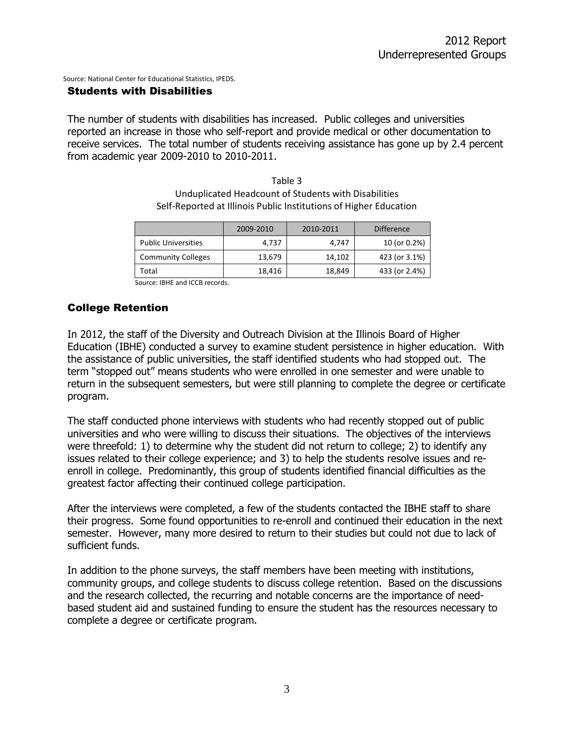Source: National Center for Educational Statistics, IPEDS.

## Students with Disabilities

The number of students with disabilities has increased. Public colleges and universities reported an increase in those who self-report and provide medical or other documentation to receive services. The total number of students receiving assistance has gone up by 2.4 percent from academic year 2009-2010 to 2010-2011.

Table 3
Unduplicated Headcount of Students with Disabilities
Self-Reported at Illinois Public Institutions of Higher Education

| | 2009-2010 | 2010-2011 | Difference |
|---|---|---|---|
| Public Universities | 4,737 | 4,747 | 10 (or 0.2%) |
| Community Colleges | 13,679 | 14,102 | 423 (or 3.1%) |
| Total | 18,416 | 18,849 | 433 (or 2.4%) |

Source: IBHE and ICCB records.

## College Retention

In 2012, the staff of the Diversity and Outreach Division at the Illinois Board of Higher Education (IBHE) conducted a survey to examine student persistence in higher education. With the assistance of public universities, the staff identified students who had stopped out. The term "stopped out" means students who were enrolled in one semester and were unable to return in the subsequent semesters, but were still planning to complete the degree or certificate program.

The staff conducted phone interviews with students who had recently stopped out of public universities and who were willing to discuss their situations. The objectives of the interviews were threefold: 1) to determine why the student did not return to college; 2) to identify any issues related to their college experience; and 3) to help the students resolve issues and re-enroll in college. Predominantly, this group of students identified financial difficulties as the greatest factor affecting their continued college participation.

After the interviews were completed, a few of the students contacted the IBHE staff to share their progress. Some found opportunities to re-enroll and continued their education in the next semester. However, many more desired to return to their studies but could not due to lack of sufficient funds.

In addition to the phone surveys, the staff members have been meeting with institutions, community groups, and college students to discuss college retention. Based on the discussions and the research collected, the recurring and notable concerns are the importance of need-based student aid and sustained funding to ensure the student has the resources necessary to complete a degree or certificate program.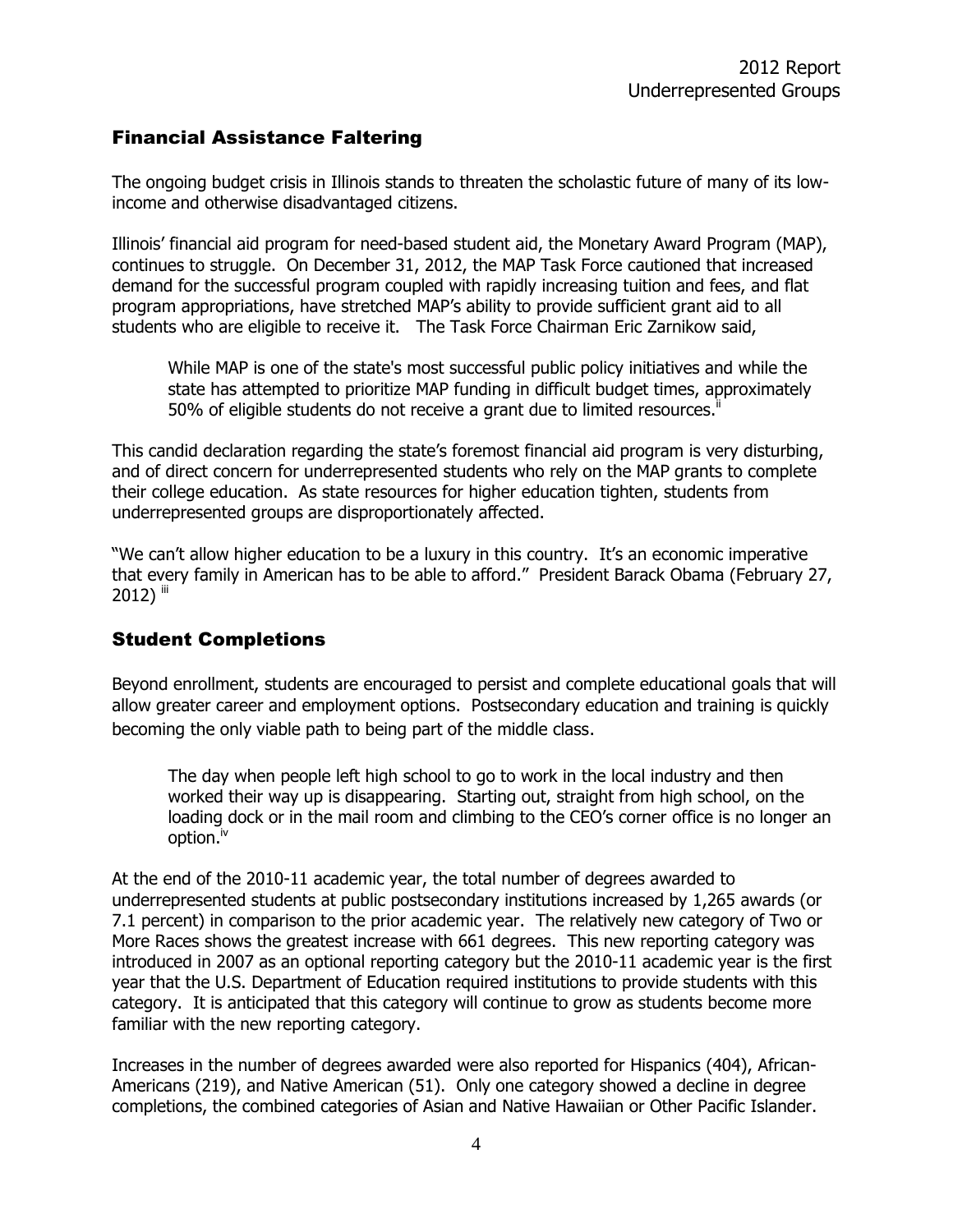## Financial Assistance Faltering

The ongoing budget crisis in Illinois stands to threaten the scholastic future of many of its low-income and otherwise disadvantaged citizens.

Illinois' financial aid program for need-based student aid, the Monetary Award Program (MAP), continues to struggle. On December 31, 2012, the MAP Task Force cautioned that increased demand for the successful program coupled with rapidly increasing tuition and fees, and flat program appropriations, have stretched MAP's ability to provide sufficient grant aid to all students who are eligible to receive it. The Task Force Chairman Eric Zarnikow said,

> While MAP is one of the state's most successful public policy initiatives and while the state has attempted to prioritize MAP funding in difficult budget times, approximately 50% of eligible students do not receive a grant due to limited resources.[ii]

This candid declaration regarding the state's foremost financial aid program is very disturbing, and of direct concern for underrepresented students who rely on the MAP grants to complete their college education. As state resources for higher education tighten, students from underrepresented groups are disproportionately affected.

"We can't allow higher education to be a luxury in this country. It's an economic imperative that every family in American has to be able to afford." President Barack Obama (February 27, 2012) [iii]

## Student Completions

Beyond enrollment, students are encouraged to persist and complete educational goals that will allow greater career and employment options. Postsecondary education and training is quickly becoming the only viable path to being part of the middle class.

> The day when people left high school to go to work in the local industry and then worked their way up is disappearing. Starting out, straight from high school, on the loading dock or in the mail room and climbing to the CEO's corner office is no longer an option.[iv]

At the end of the 2010-11 academic year, the total number of degrees awarded to underrepresented students at public postsecondary institutions increased by 1,265 awards (or 7.1 percent) in comparison to the prior academic year. The relatively new category of Two or More Races shows the greatest increase with 661 degrees. This new reporting category was introduced in 2007 as an optional reporting category but the 2010-11 academic year is the first year that the U.S. Department of Education required institutions to provide students with this category. It is anticipated that this category will continue to grow as students become more familiar with the new reporting category.

Increases in the number of degrees awarded were also reported for Hispanics (404), African-Americans (219), and Native American (51). Only one category showed a decline in degree completions, the combined categories of Asian and Native Hawaiian or Other Pacific Islander.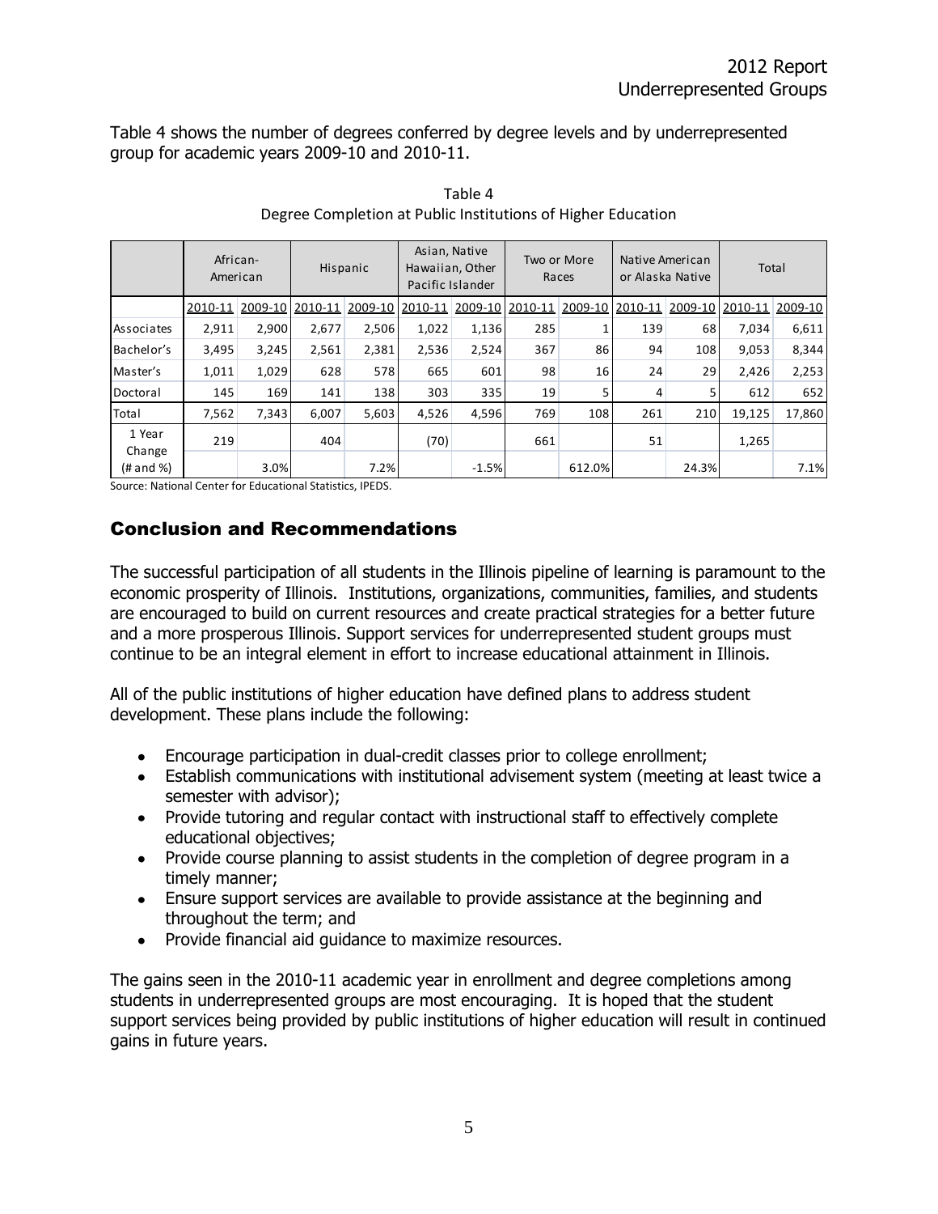Table 4 shows the number of degrees conferred by degree levels and by underrepresented group for academic years 2009-10 and 2010-11.

Table 4
Degree Completion at Public Institutions of Higher Education

| | African-American | | Hispanic | | Asian, Native Hawaiian, Other Pacific Islander | | Two or More Races | | Native American or Alaska Native | | Total | |
|---|---|---|---|---|---|---|---|---|---|---|---|---|
| | 2010-11 | 2009-10 | 2010-11 | 2009-10 | 2010-11 | 2009-10 | 2010-11 | 2009-10 | 2010-11 | 2009-10 | 2010-11 | 2009-10 |
| Associates | 2,911 | 2,900 | 2,677 | 2,506 | 1,022 | 1,136 | 285 | 1 | 139 | 68 | 7,034 | 6,611 |
| Bachelor's | 3,495 | 3,245 | 2,561 | 2,381 | 2,536 | 2,524 | 367 | 86 | 94 | 108 | 9,053 | 8,344 |
| Master's | 1,011 | 1,029 | 628 | 578 | 665 | 601 | 98 | 16 | 24 | 29 | 2,426 | 2,253 |
| Doctoral | 145 | 169 | 141 | 138 | 303 | 335 | 19 | 5 | 4 | 5 | 612 | 652 |
| Total | 7,562 | 7,343 | 6,007 | 5,603 | 4,526 | 4,596 | 769 | 108 | 261 | 210 | 19,125 | 17,860 |
| 1 Year Change (# and %) | 219 | 3.0% | 404 | 7.2% | (70) | -1.5% | 661 | 612.0% | 51 | 24.3% | 1,265 | 7.1% |

Source: National Center for Educational Statistics, IPEDS.

## Conclusion and Recommendations

The successful participation of all students in the Illinois pipeline of learning is paramount to the economic prosperity of Illinois. Institutions, organizations, communities, families, and students are encouraged to build on current resources and create practical strategies for a better future and a more prosperous Illinois. Support services for underrepresented student groups must continue to be an integral element in effort to increase educational attainment in Illinois.

All of the public institutions of higher education have defined plans to address student development. These plans include the following:

- Encourage participation in dual-credit classes prior to college enrollment;
- Establish communications with institutional advisement system (meeting at least twice a semester with advisor);
- Provide tutoring and regular contact with instructional staff to effectively complete educational objectives;
- Provide course planning to assist students in the completion of degree program in a timely manner;
- Ensure support services are available to provide assistance at the beginning and throughout the term; and
- Provide financial aid guidance to maximize resources.

The gains seen in the 2010-11 academic year in enrollment and degree completions among students in underrepresented groups are most encouraging. It is hoped that the student support services being provided by public institutions of higher education will result in continued gains in future years.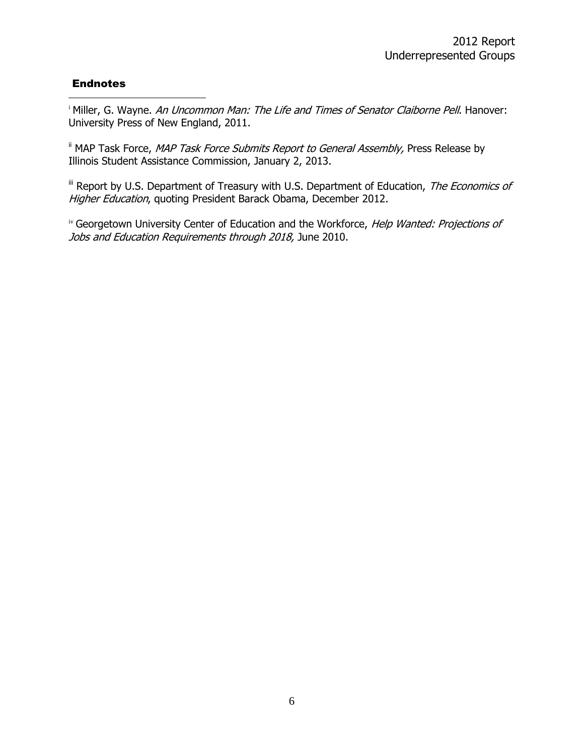## Endnotes

[i] Miller, G. Wayne. *An Uncommon Man: The Life and Times of Senator Claiborne Pell*. Hanover: University Press of New England, 2011.

[ii] MAP Task Force, *MAP Task Force Submits Report to General Assembly,* Press Release by Illinois Student Assistance Commission, January 2, 2013.

[iii] Report by U.S. Department of Treasury with U.S. Department of Education, *The Economics of Higher Education*, quoting President Barack Obama, December 2012.

[iv] Georgetown University Center of Education and the Workforce, *Help Wanted: Projections of Jobs and Education Requirements through 2018,* June 2010.